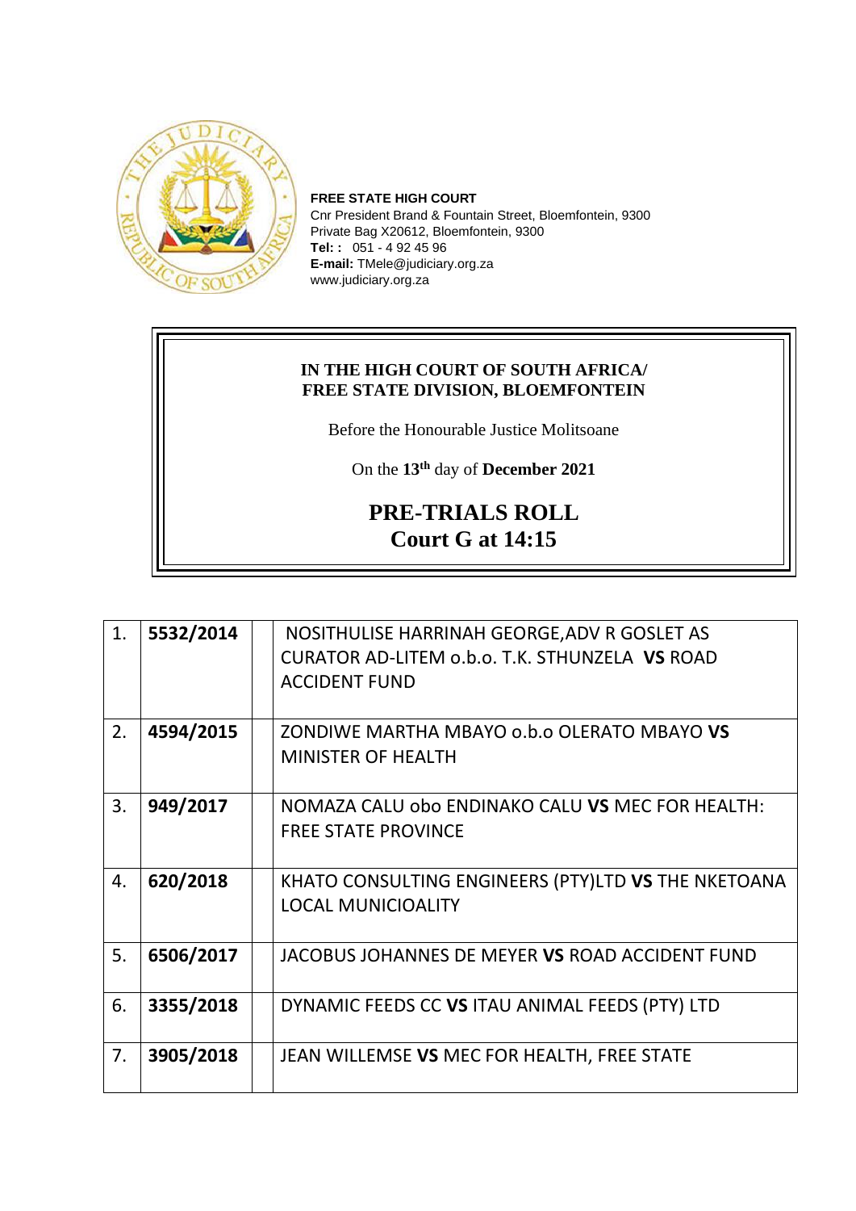**FREE STATE HIGH COURT**
Cnr President Brand & Fountain Street, Bloemfontein, 9300
Private Bag X20612, Bloemfontein, 9300
**Tel: :** 051 - 4 92 45 96
**E-mail:** TMele@judiciary.org.za
www.judiciary.org.za

**IN THE HIGH COURT OF SOUTH AFRICA/
FREE STATE DIVISION, BLOEMFONTEIN**

Before the Honourable Justice Molitsoane

On the **13th** day of **December 2021**

## PRE-TRIALS ROLL
## Court G at 14:15

| | | | |
|---|---|---|---|
| 1. | **5532/2014** | | NOSITHULISE HARRINAH GEORGE,ADV R GOSLET AS CURATOR AD-LITEM o.b.o. T.K. STHUNZELA **VS** ROAD ACCIDENT FUND |
| 2. | **4594/2015** | | ZONDIWE MARTHA MBAYO o.b.o OLERATO MBAYO **VS** MINISTER OF HEALTH |
| 3. | **949/2017** | | NOMAZA CALU obo ENDINAKO CALU **VS** MEC FOR HEALTH: FREE STATE PROVINCE |
| 4. | **620/2018** | | KHATO CONSULTING ENGINEERS (PTY)LTD **VS** THE NKETOANA LOCAL MUNICIOALITY |
| 5. | **6506/2017** | | JACOBUS JOHANNES DE MEYER **VS** ROAD ACCIDENT FUND |
| 6. | **3355/2018** | | DYNAMIC FEEDS CC **VS** ITAU ANIMAL FEEDS (PTY) LTD |
| 7. | **3905/2018** | | JEAN WILLEMSE **VS** MEC FOR HEALTH, FREE STATE |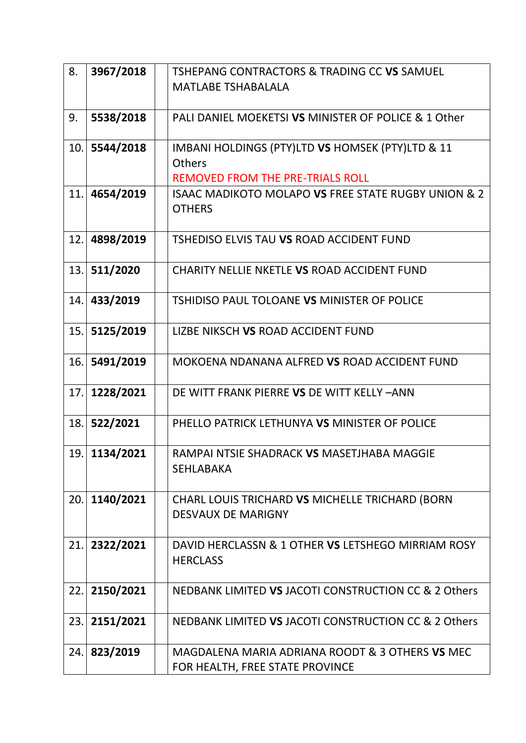| | | | |
|---|---|---|---|
| 8. | **3967/2018** | | TSHEPANG CONTRACTORS & TRADING CC **VS** SAMUEL MATLABE TSHABALALA |
| 9. | **5538/2018** | | PALI DANIEL MOEKETSI **VS** MINISTER OF POLICE & 1 Other |
| 10. | **5544/2018** | | IMBANI HOLDINGS (PTY)LTD **VS** HOMSEK (PTY)LTD & 11 Others<br>REMOVED FROM THE PRE-TRIALS ROLL |
| 11. | **4654/2019** | | ISAAC MADIKOTO MOLAPO **VS** FREE STATE RUGBY UNION & 2 OTHERS |
| 12. | **4898/2019** | | TSHEDISO ELVIS TAU **VS** ROAD ACCIDENT FUND |
| 13. | **511/2020** | | CHARITY NELLIE NKETLE **VS** ROAD ACCIDENT FUND |
| 14. | **433/2019** | | TSHIDISO PAUL TOLOANE **VS** MINISTER OF POLICE |
| 15. | **5125/2019** | | LIZBE NIKSCH **VS** ROAD ACCIDENT FUND |
| 16. | **5491/2019** | | MOKOENA NDANANA ALFRED **VS** ROAD ACCIDENT FUND |
| 17. | **1228/2021** | | DE WITT FRANK PIERRE **VS** DE WITT KELLY –ANN |
| 18. | **522/2021** | | PHELLO PATRICK LETHUNYA **VS** MINISTER OF POLICE |
| 19. | **1134/2021** | | RAMPAI NTSIE SHADRACK **VS** MASETJHABA MAGGIE SEHLABAKA |
| 20. | **1140/2021** | | CHARL LOUIS TRICHARD **VS** MICHELLE TRICHARD (BORN DESVAUX DE MARIGNY |
| 21. | **2322/2021** | | DAVID HERCLASSN & 1 OTHER **VS** LETSHEGO MIRRIAM ROSY HERCLASS |
| 22. | **2150/2021** | | NEDBANK LIMITED **VS** JACOTI CONSTRUCTION CC & 2 Others |
| 23. | **2151/2021** | | NEDBANK LIMITED **VS** JACOTI CONSTRUCTION CC & 2 Others |
| 24. | **823/2019** | | MAGDALENA MARIA ADRIANA ROODT & 3 OTHERS **VS** MEC FOR HEALTH, FREE STATE PROVINCE |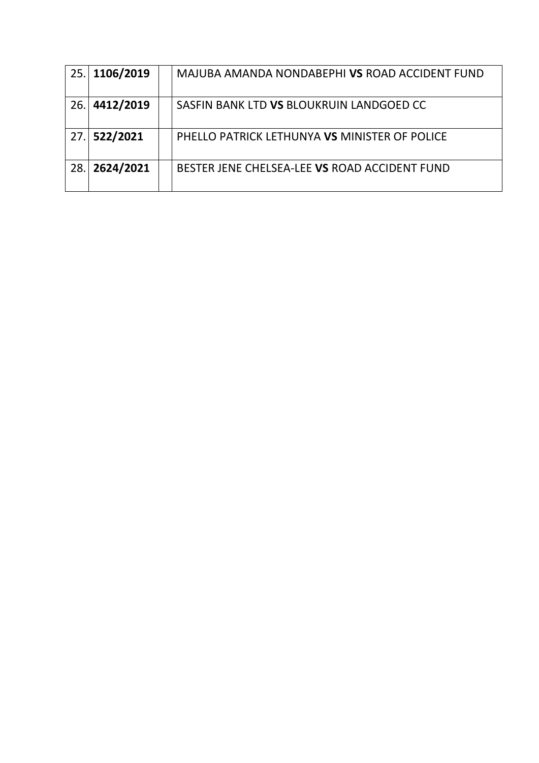| | | | |
|---|---|---|---|
| 25. | **1106/2019** | | MAJUBA AMANDA NONDABEPHI **VS** ROAD ACCIDENT FUND |
| 26. | **4412/2019** | | SASFIN BANK LTD **VS** BLOUKRUIN LANDGOED CC |
| 27. | **522/2021** | | PHELLO PATRICK LETHUNYA **VS** MINISTER OF POLICE |
| 28. | **2624/2021** | | BESTER JENE CHELSEA-LEE **VS** ROAD ACCIDENT FUND |